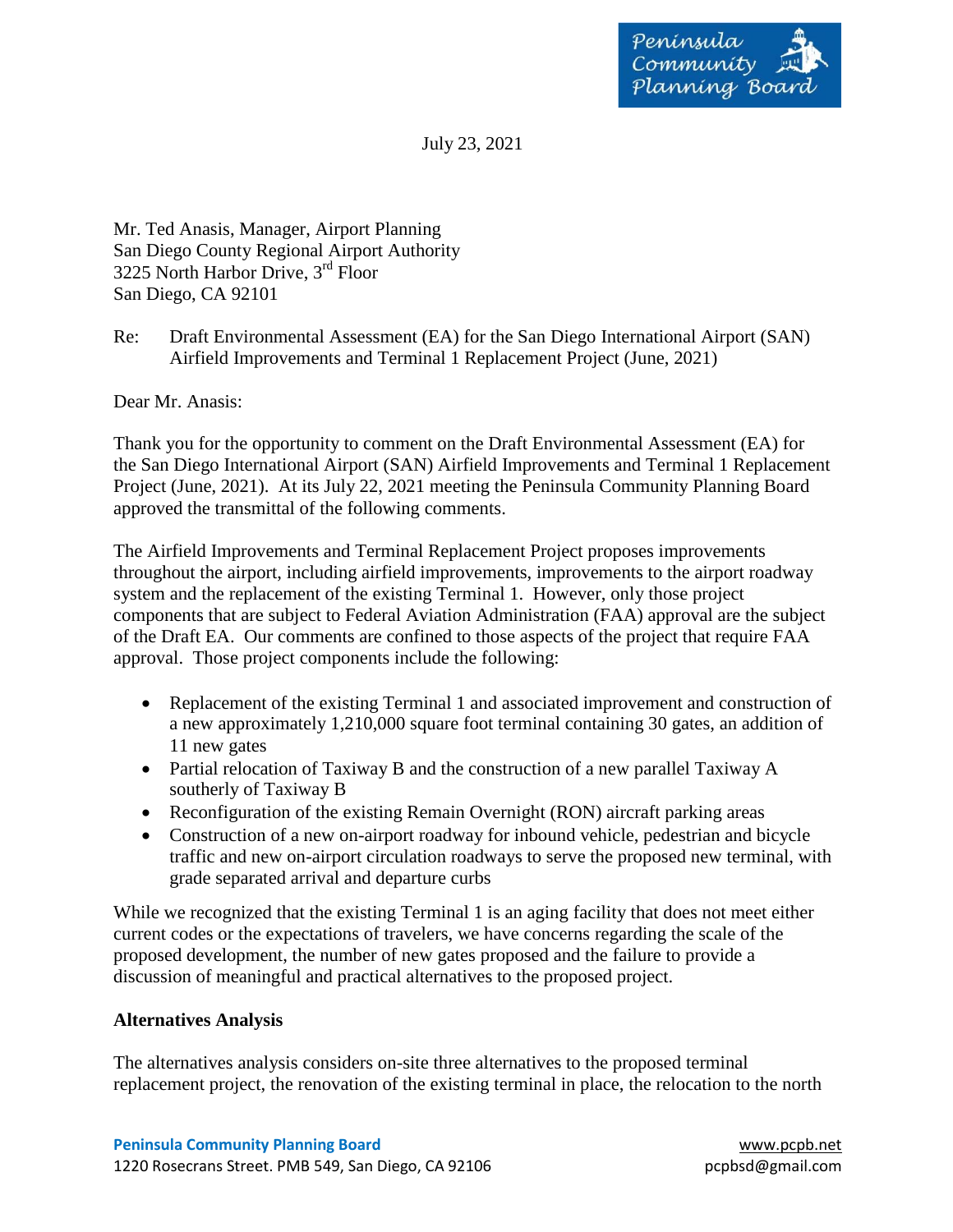Peninsula Community Planning Board

July 23, 2021

Mr. Ted Anasis, Manager, Airport Planning
San Diego County Regional Airport Authority
3225 North Harbor Drive, 3rd Floor
San Diego, CA 92101

Re: Draft Environmental Assessment (EA) for the San Diego International Airport (SAN) Airfield Improvements and Terminal 1 Replacement Project (June, 2021)

Dear Mr. Anasis:

Thank you for the opportunity to comment on the Draft Environmental Assessment (EA) for the San Diego International Airport (SAN) Airfield Improvements and Terminal 1 Replacement Project (June, 2021). At its July 22, 2021 meeting the Peninsula Community Planning Board approved the transmittal of the following comments.

The Airfield Improvements and Terminal Replacement Project proposes improvements throughout the airport, including airfield improvements, improvements to the airport roadway system and the replacement of the existing Terminal 1. However, only those project components that are subject to Federal Aviation Administration (FAA) approval are the subject of the Draft EA. Our comments are confined to those aspects of the project that require FAA approval. Those project components include the following:

- Replacement of the existing Terminal 1 and associated improvement and construction of a new approximately 1,210,000 square foot terminal containing 30 gates, an addition of 11 new gates
- Partial relocation of Taxiway B and the construction of a new parallel Taxiway A southerly of Taxiway B
- Reconfiguration of the existing Remain Overnight (RON) aircraft parking areas
- Construction of a new on-airport roadway for inbound vehicle, pedestrian and bicycle traffic and new on-airport circulation roadways to serve the proposed new terminal, with grade separated arrival and departure curbs

While we recognized that the existing Terminal 1 is an aging facility that does not meet either current codes or the expectations of travelers, we have concerns regarding the scale of the proposed development, the number of new gates proposed and the failure to provide a discussion of meaningful and practical alternatives to the proposed project.

**Alternatives Analysis**

The alternatives analysis considers on-site three alternatives to the proposed terminal replacement project, the renovation of the existing terminal in place, the relocation to the north

**Peninsula Community Planning Board**
1220 Rosecrans Street. PMB 549, San Diego, CA 92106

www.pcpb.net
pcpbsd@gmail.com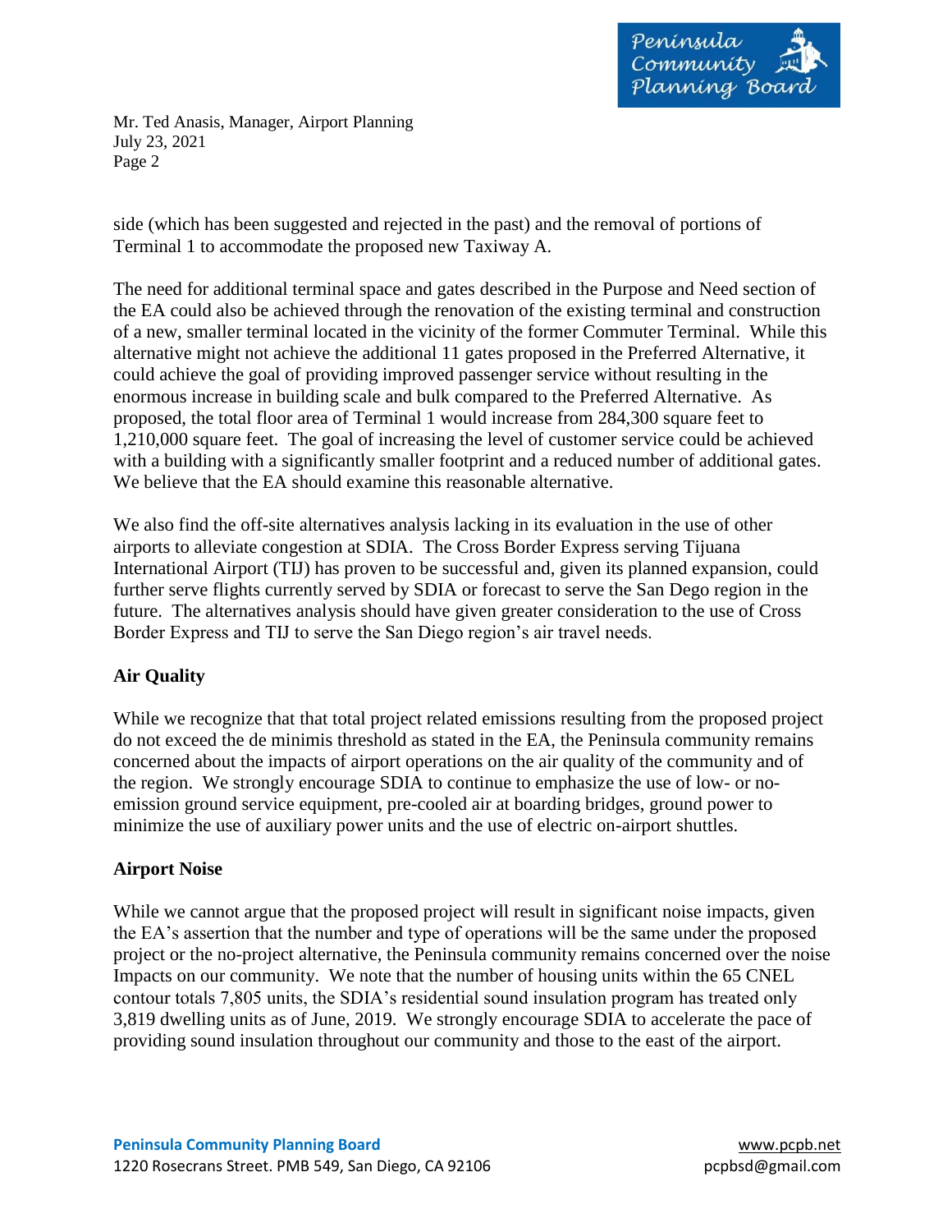side (which has been suggested and rejected in the past) and the removal of portions of Terminal 1 to accommodate the proposed new Taxiway A.

The need for additional terminal space and gates described in the Purpose and Need section of the EA could also be achieved through the renovation of the existing terminal and construction of a new, smaller terminal located in the vicinity of the former Commuter Terminal. While this alternative might not achieve the additional 11 gates proposed in the Preferred Alternative, it could achieve the goal of providing improved passenger service without resulting in the enormous increase in building scale and bulk compared to the Preferred Alternative. As proposed, the total floor area of Terminal 1 would increase from 284,300 square feet to 1,210,000 square feet. The goal of increasing the level of customer service could be achieved with a building with a significantly smaller footprint and a reduced number of additional gates. We believe that the EA should examine this reasonable alternative.

We also find the off-site alternatives analysis lacking in its evaluation in the use of other airports to alleviate congestion at SDIA. The Cross Border Express serving Tijuana International Airport (TIJ) has proven to be successful and, given its planned expansion, could further serve flights currently served by SDIA or forecast to serve the San Dego region in the future. The alternatives analysis should have given greater consideration to the use of Cross Border Express and TIJ to serve the San Diego region's air travel needs.

**Air Quality**

While we recognize that that total project related emissions resulting from the proposed project do not exceed the de minimis threshold as stated in the EA, the Peninsula community remains concerned about the impacts of airport operations on the air quality of the community and of the region. We strongly encourage SDIA to continue to emphasize the use of low- or no-emission ground service equipment, pre-cooled air at boarding bridges, ground power to minimize the use of auxiliary power units and the use of electric on-airport shuttles.

**Airport Noise**

While we cannot argue that the proposed project will result in significant noise impacts, given the EA's assertion that the number and type of operations will be the same under the proposed project or the no-project alternative, the Peninsula community remains concerned over the noise Impacts on our community. We note that the number of housing units within the 65 CNEL contour totals 7,805 units, the SDIA's residential sound insulation program has treated only 3,819 dwelling units as of June, 2019. We strongly encourage SDIA to accelerate the pace of providing sound insulation throughout our community and those to the east of the airport.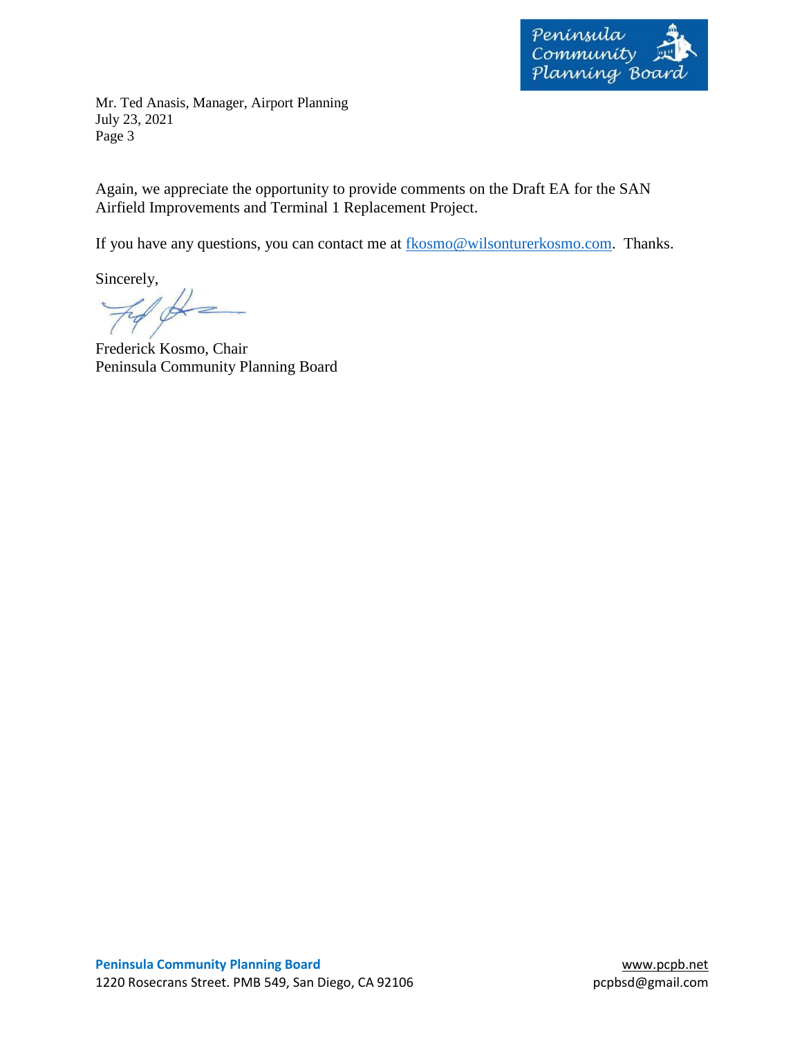Mr. Ted Anasis, Manager, Airport Planning
July 23, 2021

Again, we appreciate the opportunity to provide comments on the Draft EA for the SAN Airfield Improvements and Terminal 1 Replacement Project.

If you have any questions, you can contact me at fkosmo@wilsonturerkosmo.com. Thanks.

Sincerely,

Frederick Kosmo, Chair
Peninsula Community Planning Board